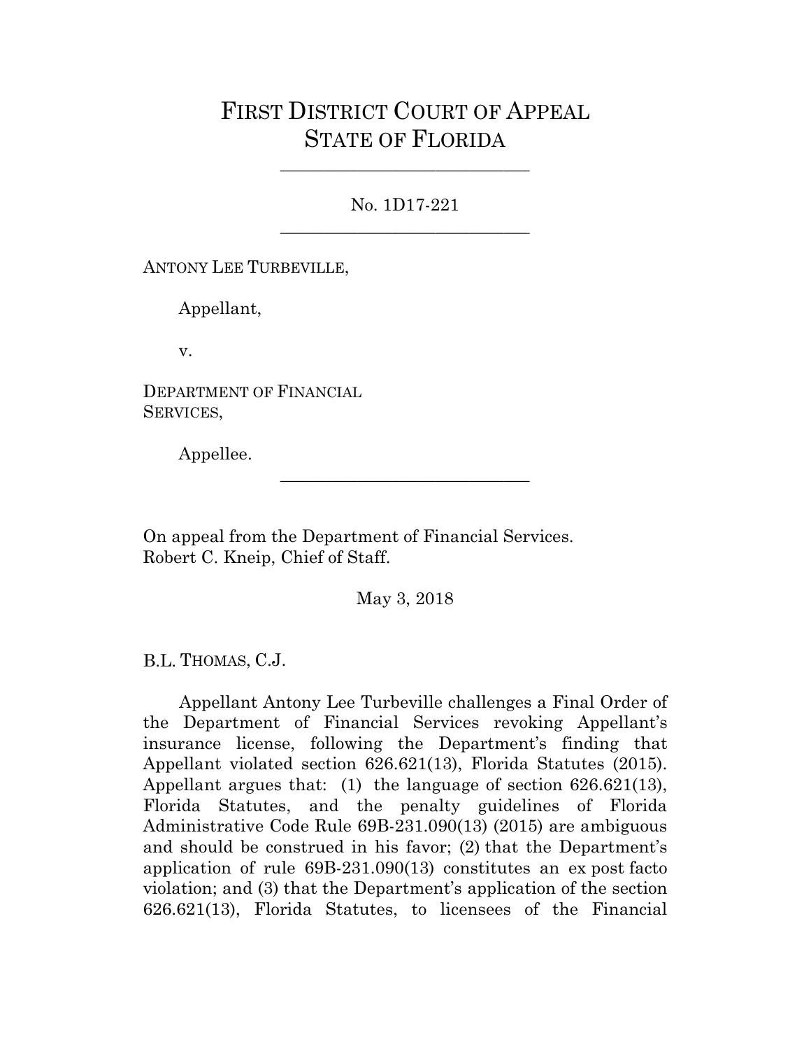# FIRST DISTRICT COURT OF APPEAL
# STATE OF FLORIDA

---

No. 1D17-221

---

ANTONY LEE TURBEVILLE,

Appellant,

v.

DEPARTMENT OF FINANCIAL SERVICES,

Appellee.

---

On appeal from the Department of Financial Services.
Robert C. Kneip, Chief of Staff.

May 3, 2018

B.L. THOMAS, C.J.

Appellant Antony Lee Turbeville challenges a Final Order of the Department of Financial Services revoking Appellant's insurance license, following the Department's finding that Appellant violated section 626.621(13), Florida Statutes (2015). Appellant argues that: (1) the language of section 626.621(13), Florida Statutes, and the penalty guidelines of Florida Administrative Code Rule 69B-231.090(13) (2015) are ambiguous and should be construed in his favor; (2) that the Department's application of rule 69B-231.090(13) constitutes an ex post facto violation; and (3) that the Department's application of the section 626.621(13), Florida Statutes, to licensees of the Financial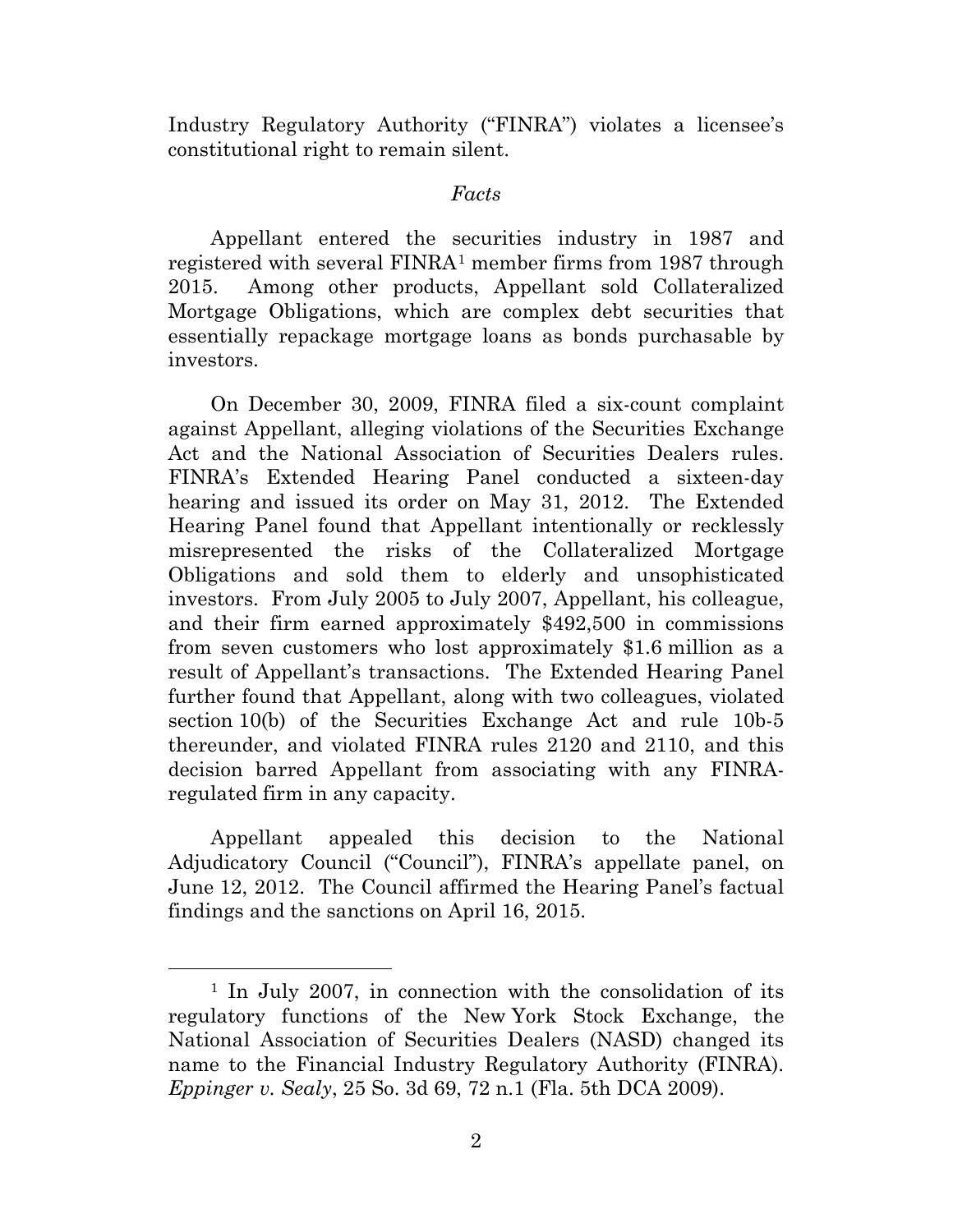Industry Regulatory Authority ("FINRA") violates a licensee's constitutional right to remain silent.

*Facts*

Appellant entered the securities industry in 1987 and registered with several FINRA[1] member firms from 1987 through 2015. Among other products, Appellant sold Collateralized Mortgage Obligations, which are complex debt securities that essentially repackage mortgage loans as bonds purchasable by investors.

On December 30, 2009, FINRA filed a six-count complaint against Appellant, alleging violations of the Securities Exchange Act and the National Association of Securities Dealers rules. FINRA's Extended Hearing Panel conducted a sixteen-day hearing and issued its order on May 31, 2012. The Extended Hearing Panel found that Appellant intentionally or recklessly misrepresented the risks of the Collateralized Mortgage Obligations and sold them to elderly and unsophisticated investors. From July 2005 to July 2007, Appellant, his colleague, and their firm earned approximately $492,500 in commissions from seven customers who lost approximately $1.6 million as a result of Appellant's transactions. The Extended Hearing Panel further found that Appellant, along with two colleagues, violated section 10(b) of the Securities Exchange Act and rule 10b-5 thereunder, and violated FINRA rules 2120 and 2110, and this decision barred Appellant from associating with any FINRA-regulated firm in any capacity.

Appellant appealed this decision to the National Adjudicatory Council ("Council"), FINRA's appellate panel, on June 12, 2012. The Council affirmed the Hearing Panel's factual findings and the sanctions on April 16, 2015.

---

[1] In July 2007, in connection with the consolidation of its regulatory functions of the New York Stock Exchange, the National Association of Securities Dealers (NASD) changed its name to the Financial Industry Regulatory Authority (FINRA). *Eppinger v. Sealy*, 25 So. 3d 69, 72 n.1 (Fla. 5th DCA 2009).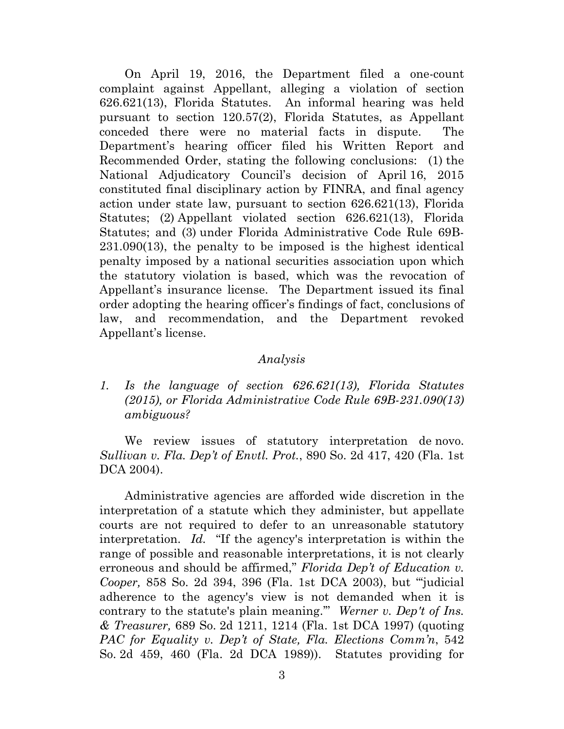On April 19, 2016, the Department filed a one-count complaint against Appellant, alleging a violation of section 626.621(13), Florida Statutes. An informal hearing was held pursuant to section 120.57(2), Florida Statutes, as Appellant conceded there were no material facts in dispute. The Department's hearing officer filed his Written Report and Recommended Order, stating the following conclusions: (1) the National Adjudicatory Council's decision of April 16, 2015 constituted final disciplinary action by FINRA, and final agency action under state law, pursuant to section 626.621(13), Florida Statutes; (2) Appellant violated section 626.621(13), Florida Statutes; and (3) under Florida Administrative Code Rule 69B-231.090(13), the penalty to be imposed is the highest identical penalty imposed by a national securities association upon which the statutory violation is based, which was the revocation of Appellant's insurance license. The Department issued its final order adopting the hearing officer's findings of fact, conclusions of law, and recommendation, and the Department revoked Appellant's license.

### *Analysis*

#### *1. Is the language of section 626.621(13), Florida Statutes (2015), or Florida Administrative Code Rule 69B-231.090(13) ambiguous?*

We review issues of statutory interpretation de novo. *Sullivan v. Fla. Dep't of Envtl. Prot.*, 890 So. 2d 417, 420 (Fla. 1st DCA 2004).

Administrative agencies are afforded wide discretion in the interpretation of a statute which they administer, but appellate courts are not required to defer to an unreasonable statutory interpretation. *Id.* "If the agency's interpretation is within the range of possible and reasonable interpretations, it is not clearly erroneous and should be affirmed," *Florida Dep't of Education v. Cooper,* 858 So. 2d 394, 396 (Fla. 1st DCA 2003), but "'judicial adherence to the agency's view is not demanded when it is contrary to the statute's plain meaning.'" *Werner v. Dep't of Ins. & Treasurer,* 689 So. 2d 1211, 1214 (Fla. 1st DCA 1997) (quoting *PAC for Equality v. Dep't of State, Fla. Elections Comm'n*, 542 So. 2d 459, 460 (Fla. 2d DCA 1989)). Statutes providing for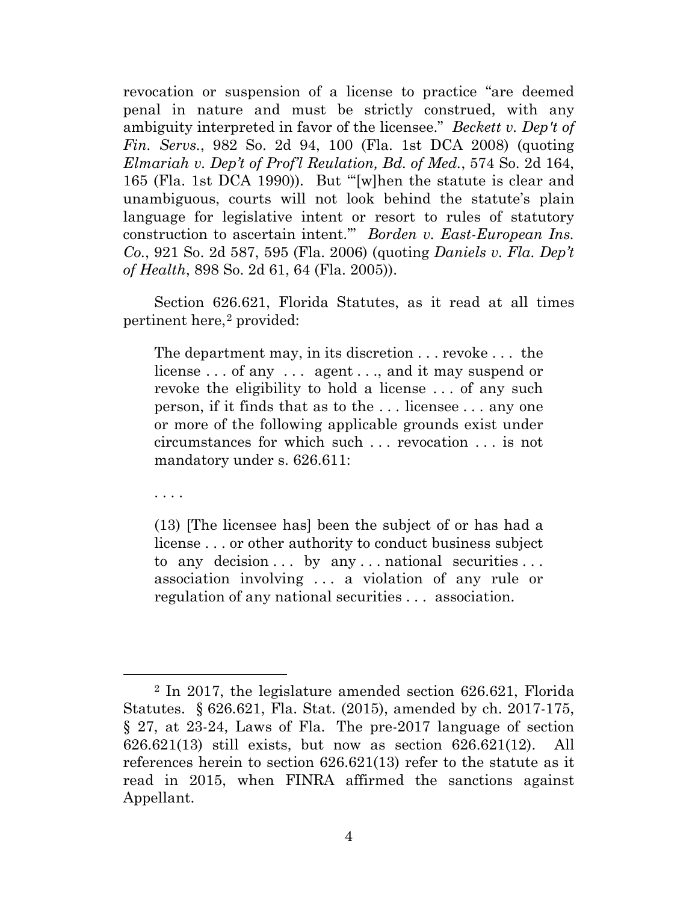revocation or suspension of a license to practice "are deemed penal in nature and must be strictly construed, with any ambiguity interpreted in favor of the licensee." *Beckett v. Dep't of Fin. Servs.*, 982 So. 2d 94, 100 (Fla. 1st DCA 2008) (quoting *Elmariah v. Dep't of Prof'l Reulation, Bd. of Med.*, 574 So. 2d 164, 165 (Fla. 1st DCA 1990)). But "'[w]hen the statute is clear and unambiguous, courts will not look behind the statute's plain language for legislative intent or resort to rules of statutory construction to ascertain intent.'" *Borden v. East-European Ins. Co.*, 921 So. 2d 587, 595 (Fla. 2006) (quoting *Daniels v. Fla. Dep't of Health*, 898 So. 2d 61, 64 (Fla. 2005)).

Section 626.621, Florida Statutes, as it read at all times pertinent here,[2] provided:

> The department may, in its discretion . . . revoke . . . the license . . . of any . . . agent . . ., and it may suspend or revoke the eligibility to hold a license . . . of any such person, if it finds that as to the . . . licensee . . . any one or more of the following applicable grounds exist under circumstances for which such . . . revocation . . . is not mandatory under s. 626.611:
>
> . . . .
>
> (13) [The licensee has] been the subject of or has had a license . . . or other authority to conduct business subject to any decision . . . by any . . . national securities . . . association involving . . . a violation of any rule or regulation of any national securities . . . association.

---

[2] In 2017, the legislature amended section 626.621, Florida Statutes. § 626.621, Fla. Stat. (2015), amended by ch. 2017-175, § 27, at 23-24, Laws of Fla. The pre-2017 language of section 626.621(13) still exists, but now as section 626.621(12). All references herein to section 626.621(13) refer to the statute as it read in 2015, when FINRA affirmed the sanctions against Appellant.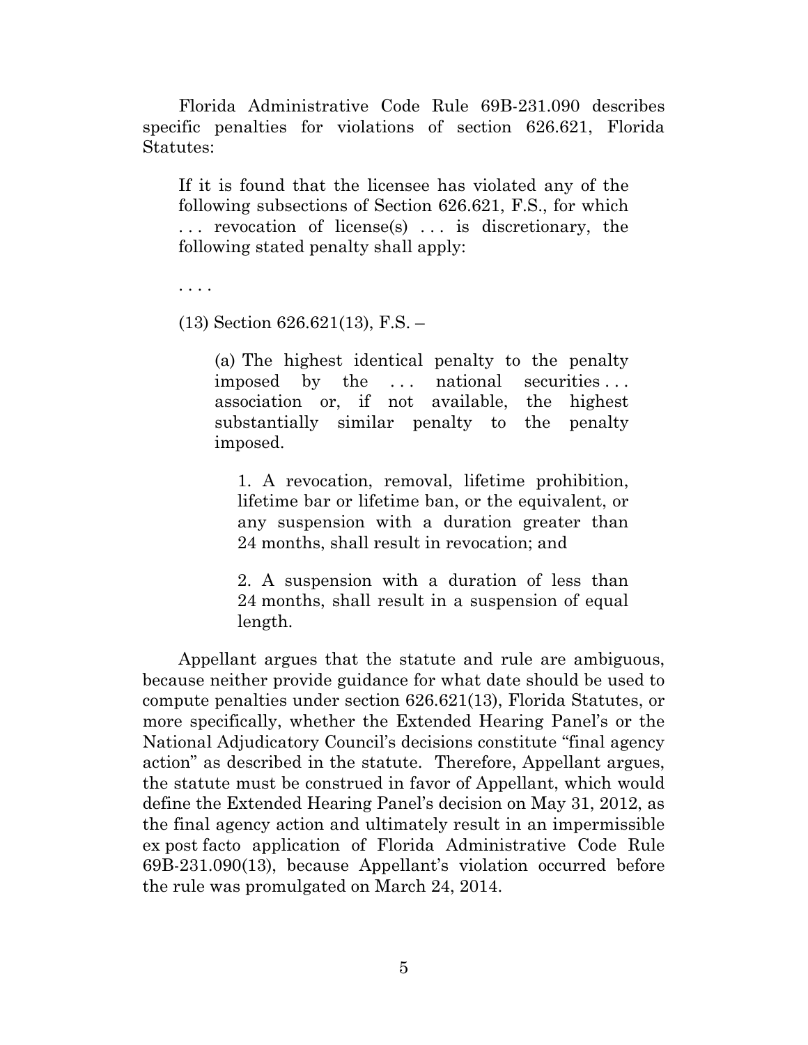Florida Administrative Code Rule 69B-231.090 describes specific penalties for violations of section 626.621, Florida Statutes:

> If it is found that the licensee has violated any of the following subsections of Section 626.621, F.S., for which . . . revocation of license(s) . . . is discretionary, the following stated penalty shall apply:
>
> . . . .
>
> (13) Section 626.621(13), F.S. –
>
> > (a) The highest identical penalty to the penalty imposed by the . . . national securities . . . association or, if not available, the highest substantially similar penalty to the penalty imposed.
> >
> > > 1. A revocation, removal, lifetime prohibition, lifetime bar or lifetime ban, or the equivalent, or any suspension with a duration greater than 24 months, shall result in revocation; and
> > >
> > > 2. A suspension with a duration of less than 24 months, shall result in a suspension of equal length.

Appellant argues that the statute and rule are ambiguous, because neither provide guidance for what date should be used to compute penalties under section 626.621(13), Florida Statutes, or more specifically, whether the Extended Hearing Panel's or the National Adjudicatory Council's decisions constitute "final agency action" as described in the statute. Therefore, Appellant argues, the statute must be construed in favor of Appellant, which would define the Extended Hearing Panel's decision on May 31, 2012, as the final agency action and ultimately result in an impermissible ex post facto application of Florida Administrative Code Rule 69B-231.090(13), because Appellant's violation occurred before the rule was promulgated on March 24, 2014.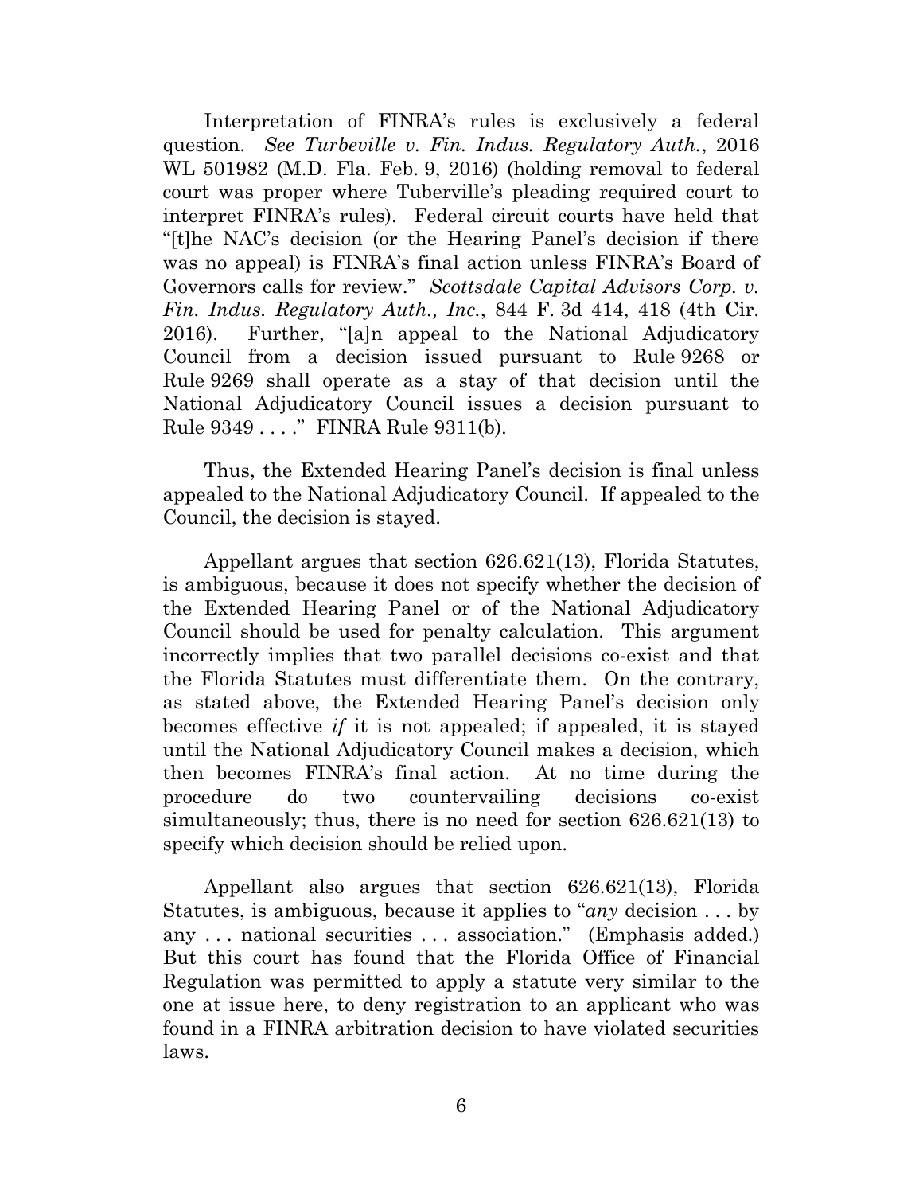Interpretation of FINRA's rules is exclusively a federal question. *See Turbeville v. Fin. Indus. Regulatory Auth.*, 2016 WL 501982 (M.D. Fla. Feb. 9, 2016) (holding removal to federal court was proper where Tuberville's pleading required court to interpret FINRA's rules). Federal circuit courts have held that "[t]he NAC's decision (or the Hearing Panel's decision if there was no appeal) is FINRA's final action unless FINRA's Board of Governors calls for review." *Scottsdale Capital Advisors Corp. v. Fin. Indus. Regulatory Auth., Inc.*, 844 F. 3d 414, 418 (4th Cir. 2016). Further, "[a]n appeal to the National Adjudicatory Council from a decision issued pursuant to Rule 9268 or Rule 9269 shall operate as a stay of that decision until the National Adjudicatory Council issues a decision pursuant to Rule 9349 . . . ." FINRA Rule 9311(b).

Thus, the Extended Hearing Panel's decision is final unless appealed to the National Adjudicatory Council. If appealed to the Council, the decision is stayed.

Appellant argues that section 626.621(13), Florida Statutes, is ambiguous, because it does not specify whether the decision of the Extended Hearing Panel or of the National Adjudicatory Council should be used for penalty calculation. This argument incorrectly implies that two parallel decisions co-exist and that the Florida Statutes must differentiate them. On the contrary, as stated above, the Extended Hearing Panel's decision only becomes effective *if* it is not appealed; if appealed, it is stayed until the National Adjudicatory Council makes a decision, which then becomes FINRA's final action. At no time during the procedure do two countervailing decisions co-exist simultaneously; thus, there is no need for section 626.621(13) to specify which decision should be relied upon.

Appellant also argues that section 626.621(13), Florida Statutes, is ambiguous, because it applies to "*any* decision . . . by any . . . national securities . . . association." (Emphasis added.) But this court has found that the Florida Office of Financial Regulation was permitted to apply a statute very similar to the one at issue here, to deny registration to an applicant who was found in a FINRA arbitration decision to have violated securities laws.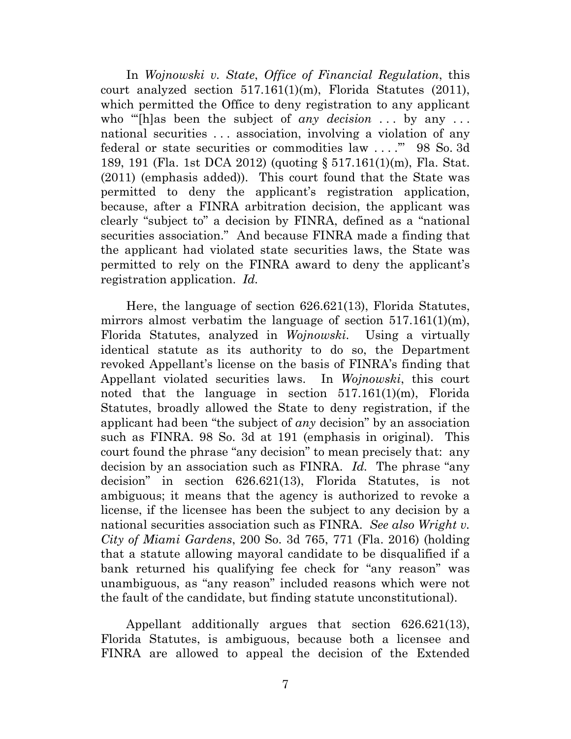In *Wojnowski v. State*, *Office of Financial Regulation*, this court analyzed section 517.161(1)(m), Florida Statutes (2011), which permitted the Office to deny registration to any applicant who "'[h]as been the subject of *any decision* . . . by any . . . national securities . . . association, involving a violation of any federal or state securities or commodities law . . . .'" 98 So. 3d 189, 191 (Fla. 1st DCA 2012) (quoting § 517.161(1)(m), Fla. Stat. (2011) (emphasis added)). This court found that the State was permitted to deny the applicant's registration application, because, after a FINRA arbitration decision, the applicant was clearly "subject to" a decision by FINRA, defined as a "national securities association." And because FINRA made a finding that the applicant had violated state securities laws, the State was permitted to rely on the FINRA award to deny the applicant's registration application. *Id.*

Here, the language of section 626.621(13), Florida Statutes, mirrors almost verbatim the language of section 517.161(1)(m), Florida Statutes, analyzed in *Wojnowski*. Using a virtually identical statute as its authority to do so, the Department revoked Appellant's license on the basis of FINRA's finding that Appellant violated securities laws. In *Wojnowski*, this court noted that the language in section 517.161(1)(m), Florida Statutes, broadly allowed the State to deny registration, if the applicant had been "the subject of *any* decision" by an association such as FINRA. 98 So. 3d at 191 (emphasis in original). This court found the phrase "any decision" to mean precisely that: any decision by an association such as FINRA. *Id.* The phrase "any decision" in section 626.621(13), Florida Statutes, is not ambiguous; it means that the agency is authorized to revoke a license, if the licensee has been the subject to any decision by a national securities association such as FINRA. *See also Wright v. City of Miami Gardens*, 200 So. 3d 765, 771 (Fla. 2016) (holding that a statute allowing mayoral candidate to be disqualified if a bank returned his qualifying fee check for "any reason" was unambiguous, as "any reason" included reasons which were not the fault of the candidate, but finding statute unconstitutional).

Appellant additionally argues that section 626.621(13), Florida Statutes, is ambiguous, because both a licensee and FINRA are allowed to appeal the decision of the Extended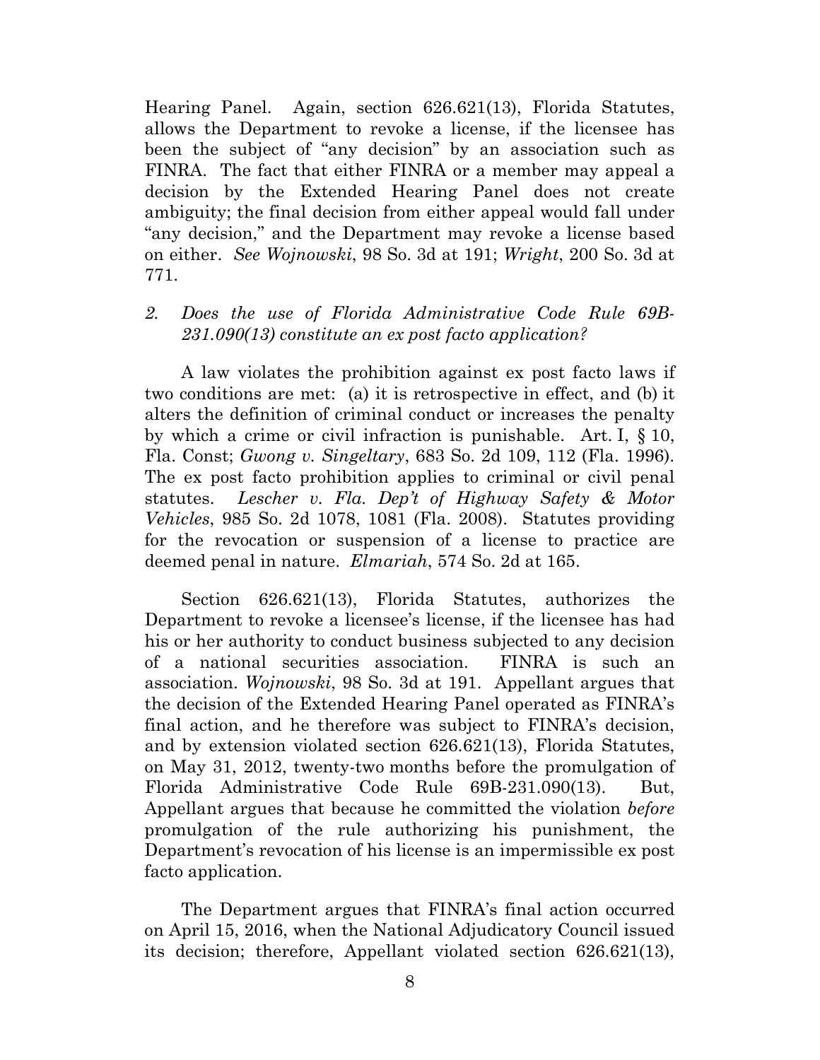Hearing Panel. Again, section 626.621(13), Florida Statutes, allows the Department to revoke a license, if the licensee has been the subject of "any decision" by an association such as FINRA. The fact that either FINRA or a member may appeal a decision by the Extended Hearing Panel does not create ambiguity; the final decision from either appeal would fall under "any decision," and the Department may revoke a license based on either. *See Wojnowski*, 98 So. 3d at 191; *Wright*, 200 So. 3d at 771.

*2. Does the use of Florida Administrative Code Rule 69B-231.090(13) constitute an ex post facto application?*

A law violates the prohibition against ex post facto laws if two conditions are met: (a) it is retrospective in effect, and (b) it alters the definition of criminal conduct or increases the penalty by which a crime or civil infraction is punishable. Art. I, § 10, Fla. Const; *Gwong v. Singeltary*, 683 So. 2d 109, 112 (Fla. 1996). The ex post facto prohibition applies to criminal or civil penal statutes. *Lescher v. Fla. Dep't of Highway Safety & Motor Vehicles*, 985 So. 2d 1078, 1081 (Fla. 2008). Statutes providing for the revocation or suspension of a license to practice are deemed penal in nature. *Elmariah*, 574 So. 2d at 165.

Section 626.621(13), Florida Statutes, authorizes the Department to revoke a licensee's license, if the licensee has had his or her authority to conduct business subjected to any decision of a national securities association. FINRA is such an association. *Wojnowski*, 98 So. 3d at 191. Appellant argues that the decision of the Extended Hearing Panel operated as FINRA's final action, and he therefore was subject to FINRA's decision, and by extension violated section 626.621(13), Florida Statutes, on May 31, 2012, twenty-two months before the promulgation of Florida Administrative Code Rule 69B-231.090(13). But, Appellant argues that because he committed the violation *before* promulgation of the rule authorizing his punishment, the Department's revocation of his license is an impermissible ex post facto application.

The Department argues that FINRA's final action occurred on April 15, 2016, when the National Adjudicatory Council issued its decision; therefore, Appellant violated section 626.621(13),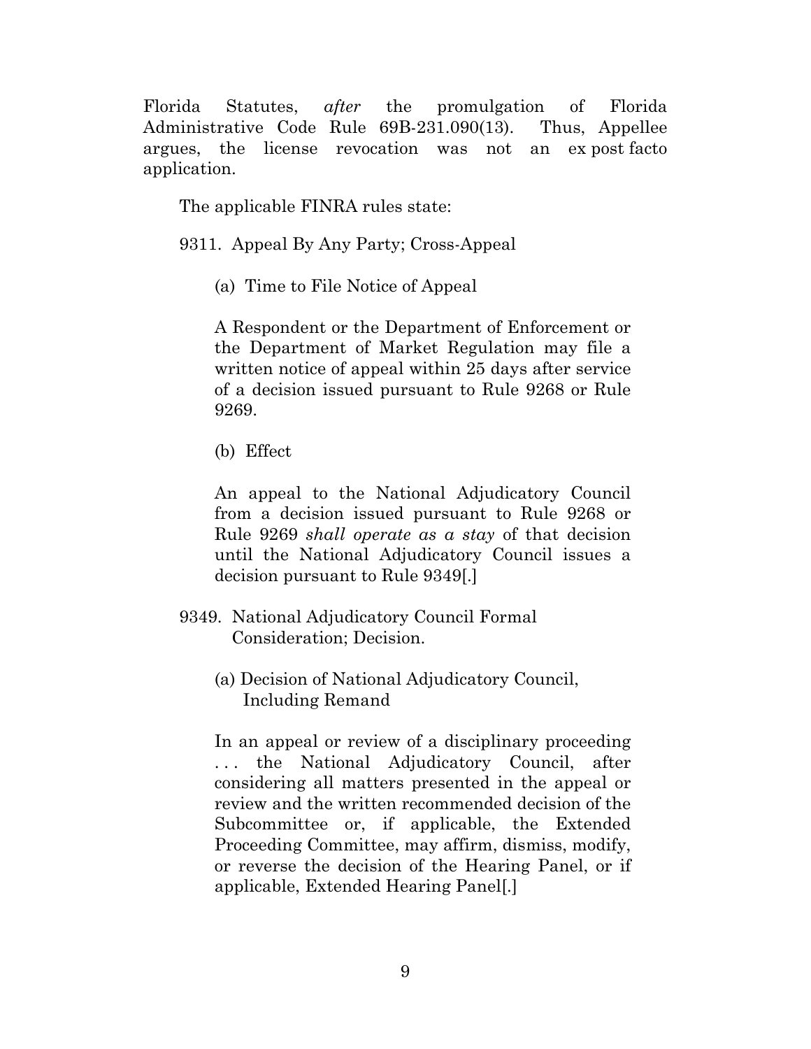Florida Statutes, *after* the promulgation of Florida Administrative Code Rule 69B-231.090(13). Thus, Appellee argues, the license revocation was not an ex post facto application.

The applicable FINRA rules state:

9311. Appeal By Any Party; Cross-Appeal

> (a) Time to File Notice of Appeal
>
> A Respondent or the Department of Enforcement or the Department of Market Regulation may file a written notice of appeal within 25 days after service of a decision issued pursuant to Rule 9268 or Rule 9269.
>
> (b) Effect
>
> An appeal to the National Adjudicatory Council from a decision issued pursuant to Rule 9268 or Rule 9269 *shall operate as a stay* of that decision until the National Adjudicatory Council issues a decision pursuant to Rule 9349[.]

9349. National Adjudicatory Council Formal Consideration; Decision.

> (a) Decision of National Adjudicatory Council, Including Remand
>
> In an appeal or review of a disciplinary proceeding . . . the National Adjudicatory Council, after considering all matters presented in the appeal or review and the written recommended decision of the Subcommittee or, if applicable, the Extended Proceeding Committee, may affirm, dismiss, modify, or reverse the decision of the Hearing Panel, or if applicable, Extended Hearing Panel[.]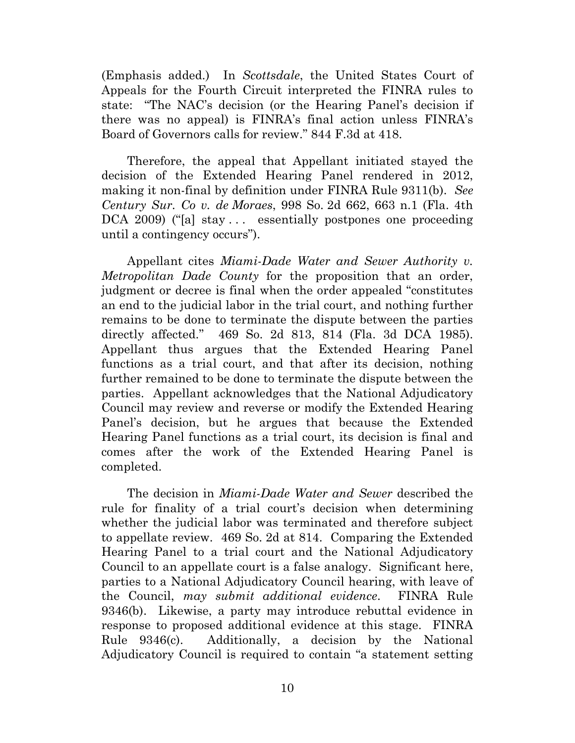(Emphasis added.) In *Scottsdale*, the United States Court of Appeals for the Fourth Circuit interpreted the FINRA rules to state: "The NAC's decision (or the Hearing Panel's decision if there was no appeal) is FINRA's final action unless FINRA's Board of Governors calls for review." 844 F.3d at 418.

Therefore, the appeal that Appellant initiated stayed the decision of the Extended Hearing Panel rendered in 2012, making it non-final by definition under FINRA Rule 9311(b). *See Century Sur. Co v. de Moraes*, 998 So. 2d 662, 663 n.1 (Fla. 4th DCA 2009) ("[a] stay . . . essentially postpones one proceeding until a contingency occurs").

Appellant cites *Miami-Dade Water and Sewer Authority v. Metropolitan Dade County* for the proposition that an order, judgment or decree is final when the order appealed "constitutes an end to the judicial labor in the trial court, and nothing further remains to be done to terminate the dispute between the parties directly affected." 469 So. 2d 813, 814 (Fla. 3d DCA 1985). Appellant thus argues that the Extended Hearing Panel functions as a trial court, and that after its decision, nothing further remained to be done to terminate the dispute between the parties. Appellant acknowledges that the National Adjudicatory Council may review and reverse or modify the Extended Hearing Panel's decision, but he argues that because the Extended Hearing Panel functions as a trial court, its decision is final and comes after the work of the Extended Hearing Panel is completed.

The decision in *Miami-Dade Water and Sewer* described the rule for finality of a trial court's decision when determining whether the judicial labor was terminated and therefore subject to appellate review. 469 So. 2d at 814. Comparing the Extended Hearing Panel to a trial court and the National Adjudicatory Council to an appellate court is a false analogy. Significant here, parties to a National Adjudicatory Council hearing, with leave of the Council, *may submit additional evidence*. FINRA Rule 9346(b). Likewise, a party may introduce rebuttal evidence in response to proposed additional evidence at this stage. FINRA Rule 9346(c). Additionally, a decision by the National Adjudicatory Council is required to contain "a statement setting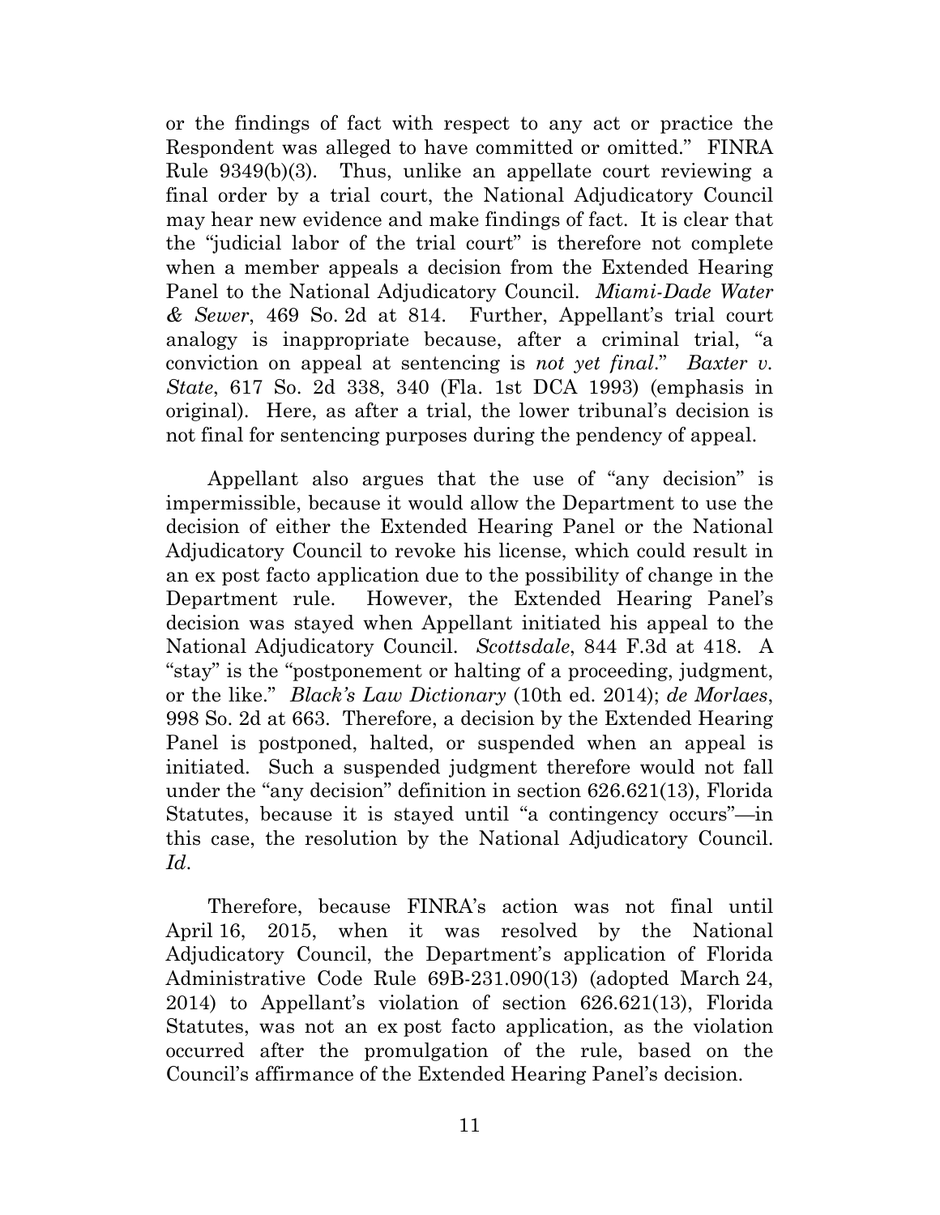or the findings of fact with respect to any act or practice the Respondent was alleged to have committed or omitted." FINRA Rule 9349(b)(3). Thus, unlike an appellate court reviewing a final order by a trial court, the National Adjudicatory Council may hear new evidence and make findings of fact. It is clear that the "judicial labor of the trial court" is therefore not complete when a member appeals a decision from the Extended Hearing Panel to the National Adjudicatory Council. *Miami-Dade Water & Sewer*, 469 So. 2d at 814. Further, Appellant's trial court analogy is inappropriate because, after a criminal trial, "a conviction on appeal at sentencing is *not yet final*." *Baxter v. State*, 617 So. 2d 338, 340 (Fla. 1st DCA 1993) (emphasis in original). Here, as after a trial, the lower tribunal's decision is not final for sentencing purposes during the pendency of appeal.

Appellant also argues that the use of "any decision" is impermissible, because it would allow the Department to use the decision of either the Extended Hearing Panel or the National Adjudicatory Council to revoke his license, which could result in an ex post facto application due to the possibility of change in the Department rule. However, the Extended Hearing Panel's decision was stayed when Appellant initiated his appeal to the National Adjudicatory Council. *Scottsdale*, 844 F.3d at 418. A "stay" is the "postponement or halting of a proceeding, judgment, or the like." *Black's Law Dictionary* (10th ed. 2014); *de Morlaes*, 998 So. 2d at 663. Therefore, a decision by the Extended Hearing Panel is postponed, halted, or suspended when an appeal is initiated. Such a suspended judgment therefore would not fall under the "any decision" definition in section 626.621(13), Florida Statutes, because it is stayed until "a contingency occurs"—in this case, the resolution by the National Adjudicatory Council. *Id*.

Therefore, because FINRA's action was not final until April 16, 2015, when it was resolved by the National Adjudicatory Council, the Department's application of Florida Administrative Code Rule 69B-231.090(13) (adopted March 24, 2014) to Appellant's violation of section 626.621(13), Florida Statutes, was not an ex post facto application, as the violation occurred after the promulgation of the rule, based on the Council's affirmance of the Extended Hearing Panel's decision.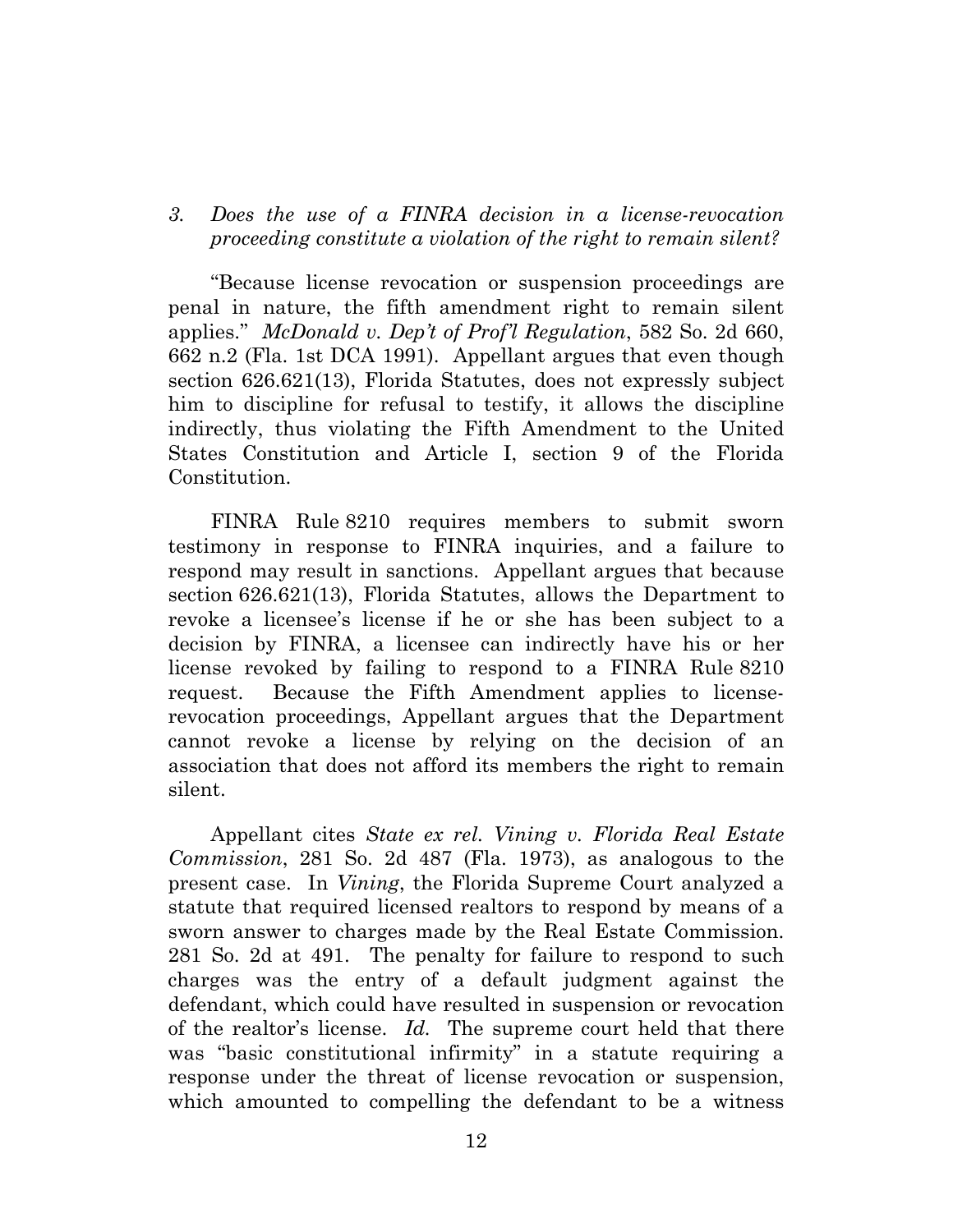*3. Does the use of a FINRA decision in a license-revocation proceeding constitute a violation of the right to remain silent?*

"Because license revocation or suspension proceedings are penal in nature, the fifth amendment right to remain silent applies." *McDonald v. Dep't of Prof'l Regulation*, 582 So. 2d 660, 662 n.2 (Fla. 1st DCA 1991). Appellant argues that even though section 626.621(13), Florida Statutes, does not expressly subject him to discipline for refusal to testify, it allows the discipline indirectly, thus violating the Fifth Amendment to the United States Constitution and Article I, section 9 of the Florida Constitution.

FINRA Rule 8210 requires members to submit sworn testimony in response to FINRA inquiries, and a failure to respond may result in sanctions. Appellant argues that because section 626.621(13), Florida Statutes, allows the Department to revoke a licensee's license if he or she has been subject to a decision by FINRA, a licensee can indirectly have his or her license revoked by failing to respond to a FINRA Rule 8210 request. Because the Fifth Amendment applies to license-revocation proceedings, Appellant argues that the Department cannot revoke a license by relying on the decision of an association that does not afford its members the right to remain silent.

Appellant cites *State ex rel. Vining v. Florida Real Estate Commission*, 281 So. 2d 487 (Fla. 1973), as analogous to the present case. In *Vining*, the Florida Supreme Court analyzed a statute that required licensed realtors to respond by means of a sworn answer to charges made by the Real Estate Commission. 281 So. 2d at 491. The penalty for failure to respond to such charges was the entry of a default judgment against the defendant, which could have resulted in suspension or revocation of the realtor's license. *Id.* The supreme court held that there was "basic constitutional infirmity" in a statute requiring a response under the threat of license revocation or suspension, which amounted to compelling the defendant to be a witness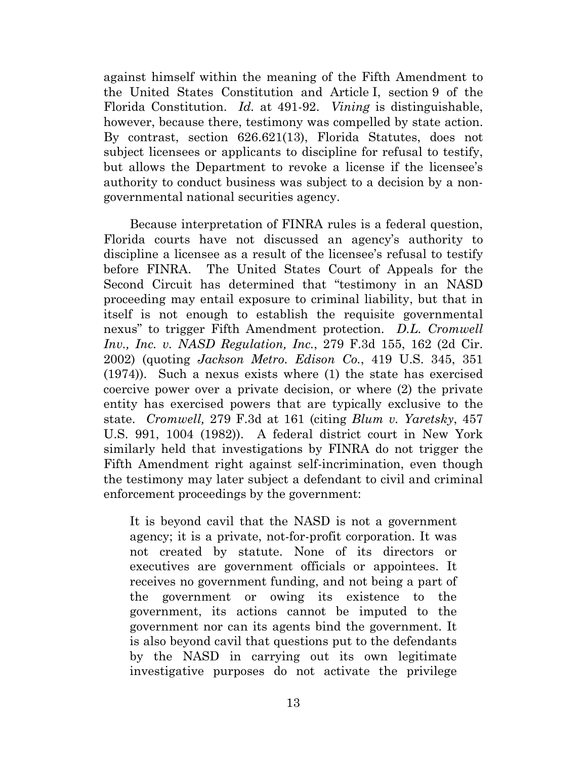against himself within the meaning of the Fifth Amendment to the United States Constitution and Article I, section 9 of the Florida Constitution. *Id.* at 491-92. *Vining* is distinguishable, however, because there, testimony was compelled by state action. By contrast, section 626.621(13), Florida Statutes, does not subject licensees or applicants to discipline for refusal to testify, but allows the Department to revoke a license if the licensee's authority to conduct business was subject to a decision by a non-governmental national securities agency.

Because interpretation of FINRA rules is a federal question, Florida courts have not discussed an agency's authority to discipline a licensee as a result of the licensee's refusal to testify before FINRA. The United States Court of Appeals for the Second Circuit has determined that "testimony in an NASD proceeding may entail exposure to criminal liability, but that in itself is not enough to establish the requisite governmental nexus" to trigger Fifth Amendment protection. *D.L. Cromwell Inv., Inc. v. NASD Regulation, Inc.*, 279 F.3d 155, 162 (2d Cir. 2002) (quoting *Jackson Metro. Edison Co.*, 419 U.S. 345, 351 (1974)). Such a nexus exists where (1) the state has exercised coercive power over a private decision, or where (2) the private entity has exercised powers that are typically exclusive to the state. *Cromwell,* 279 F.3d at 161 (citing *Blum v. Yaretsky*, 457 U.S. 991, 1004 (1982)). A federal district court in New York similarly held that investigations by FINRA do not trigger the Fifth Amendment right against self-incrimination, even though the testimony may later subject a defendant to civil and criminal enforcement proceedings by the government:

> It is beyond cavil that the NASD is not a government agency; it is a private, not-for-profit corporation. It was not created by statute. None of its directors or executives are government officials or appointees. It receives no government funding, and not being a part of the government or owing its existence to the government, its actions cannot be imputed to the government nor can its agents bind the government. It is also beyond cavil that questions put to the defendants by the NASD in carrying out its own legitimate investigative purposes do not activate the privilege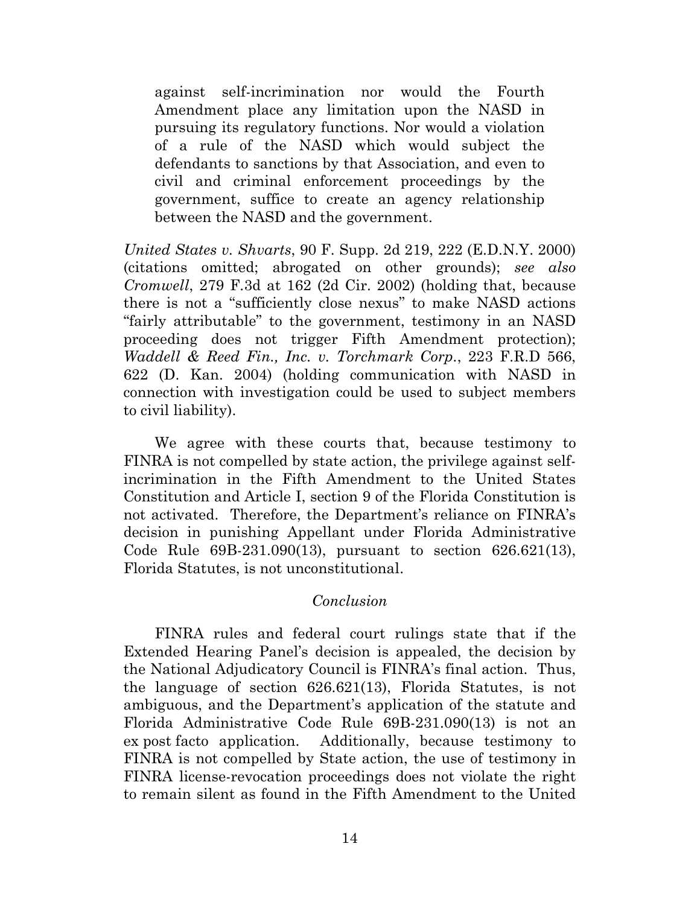> against self-incrimination nor would the Fourth Amendment place any limitation upon the NASD in pursuing its regulatory functions. Nor would a violation of a rule of the NASD which would subject the defendants to sanctions by that Association, and even to civil and criminal enforcement proceedings by the government, suffice to create an agency relationship between the NASD and the government.

*United States v. Shvarts*, 90 F. Supp. 2d 219, 222 (E.D.N.Y. 2000) (citations omitted; abrogated on other grounds); *see also Cromwell*, 279 F.3d at 162 (2d Cir. 2002) (holding that, because there is not a "sufficiently close nexus" to make NASD actions "fairly attributable" to the government, testimony in an NASD proceeding does not trigger Fifth Amendment protection); *Waddell & Reed Fin., Inc. v. Torchmark Corp.*, 223 F.R.D 566, 622 (D. Kan. 2004) (holding communication with NASD in connection with investigation could be used to subject members to civil liability).

We agree with these courts that, because testimony to FINRA is not compelled by state action, the privilege against self-incrimination in the Fifth Amendment to the United States Constitution and Article I, section 9 of the Florida Constitution is not activated. Therefore, the Department's reliance on FINRA's decision in punishing Appellant under Florida Administrative Code Rule 69B-231.090(13), pursuant to section 626.621(13), Florida Statutes, is not unconstitutional.

### *Conclusion*

FINRA rules and federal court rulings state that if the Extended Hearing Panel's decision is appealed, the decision by the National Adjudicatory Council is FINRA's final action. Thus, the language of section 626.621(13), Florida Statutes, is not ambiguous, and the Department's application of the statute and Florida Administrative Code Rule 69B-231.090(13) is not an ex post facto application. Additionally, because testimony to FINRA is not compelled by State action, the use of testimony in FINRA license-revocation proceedings does not violate the right to remain silent as found in the Fifth Amendment to the United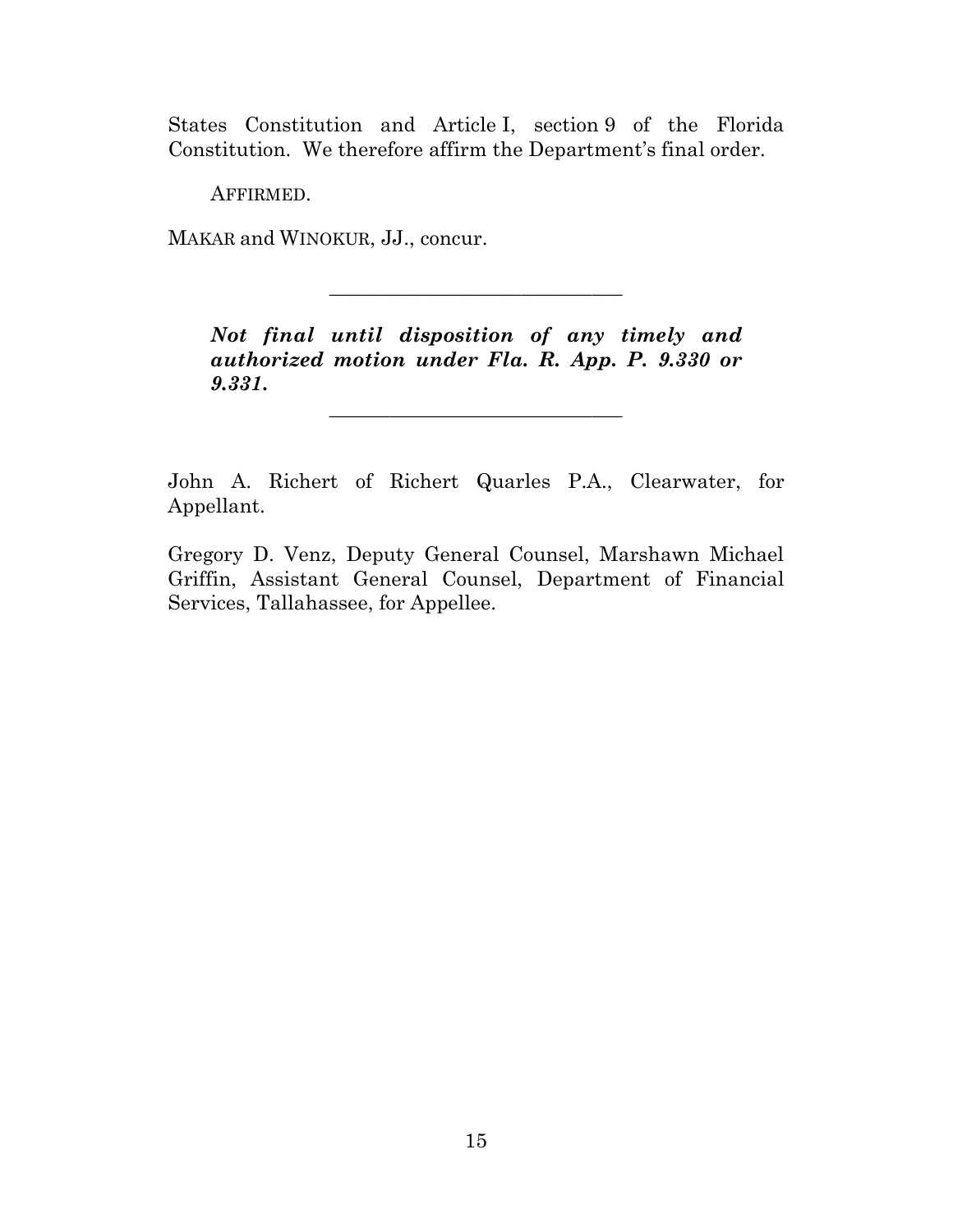States Constitution and Article I, section 9 of the Florida Constitution. We therefore affirm the Department's final order.

AFFIRMED.

MAKAR and WINOKUR, JJ., concur.

---

***Not final until disposition of any timely and authorized motion under Fla. R. App. P. 9.330 or 9.331.***

---

John A. Richert of Richert Quarles P.A., Clearwater, for Appellant.

Gregory D. Venz, Deputy General Counsel, Marshawn Michael Griffin, Assistant General Counsel, Department of Financial Services, Tallahassee, for Appellee.